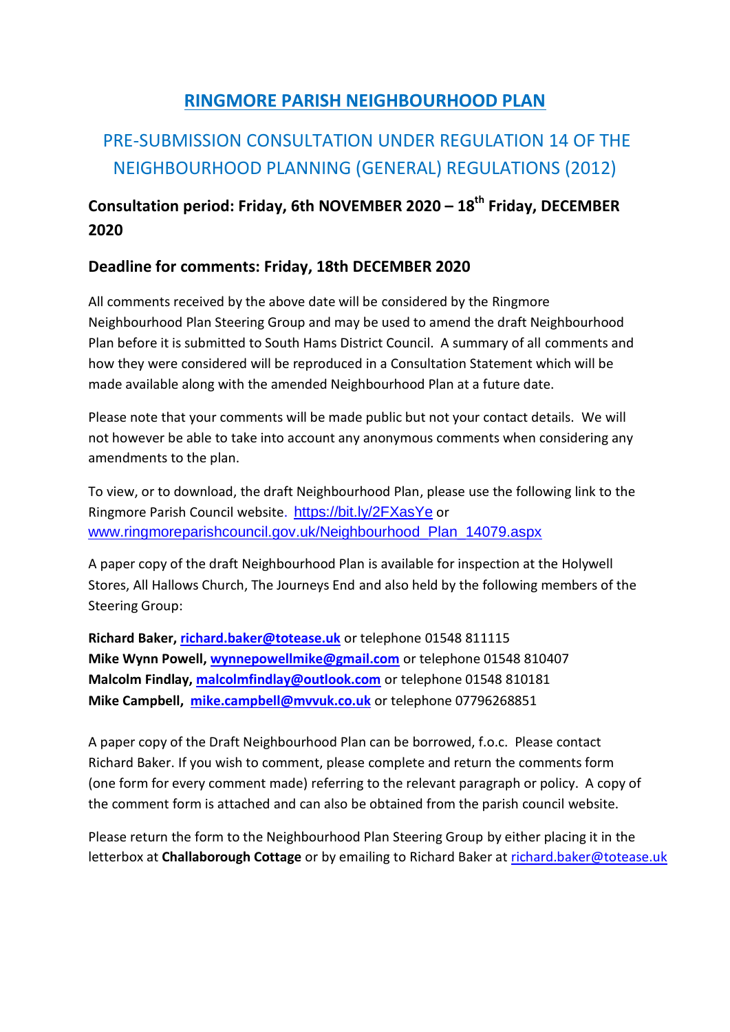# RINGMORE PARISH NEIGHBOURHOOD PLAN

## PRE-SUBMISSION CONSULTATION UNDER REGULATION 14 OF THE NEIGHBOURHOOD PLANNING (GENERAL) REGULATIONS (2012)

### Consultation period: Friday, 6th NOVEMBER 2020 – 18th Friday, DECEMBER 2020

### Deadline for comments: Friday, 18th DECEMBER 2020

All comments received by the above date will be considered by the Ringmore Neighbourhood Plan Steering Group and may be used to amend the draft Neighbourhood Plan before it is submitted to South Hams District Council. A summary of all comments and how they were considered will be reproduced in a Consultation Statement which will be made available along with the amended Neighbourhood Plan at a future date.

Please note that your comments will be made public but not your contact details. We will not however be able to take into account any anonymous comments when considering any amendments to the plan.

To view, or to download, the draft Neighbourhood Plan, please use the following link to the Ringmore Parish Council website. https://bit.ly/2FXasYe or www.ringmoreparishcouncil.gov.uk/Neighbourhood_Plan_14079.aspx

A paper copy of the draft Neighbourhood Plan is available for inspection at the Holywell Stores, All Hallows Church, The Journeys End and also held by the following members of the Steering Group:

**Richard Baker, richard.baker@totease.uk** or telephone 01548 811115
**Mike Wynn Powell, wynnepowellmike@gmail.com** or telephone 01548 810407
**Malcolm Findlay, malcolmfindlay@outlook.com** or telephone 01548 810181
**Mike Campbell, mike.campbell@mvvuk.co.uk** or telephone 07796268851

A paper copy of the Draft Neighbourhood Plan can be borrowed, f.o.c. Please contact Richard Baker. If you wish to comment, please complete and return the comments form (one form for every comment made) referring to the relevant paragraph or policy. A copy of the comment form is attached and can also be obtained from the parish council website.

Please return the form to the Neighbourhood Plan Steering Group by either placing it in the letterbox at **Challaborough Cottage** or by emailing to Richard Baker at richard.baker@totease.uk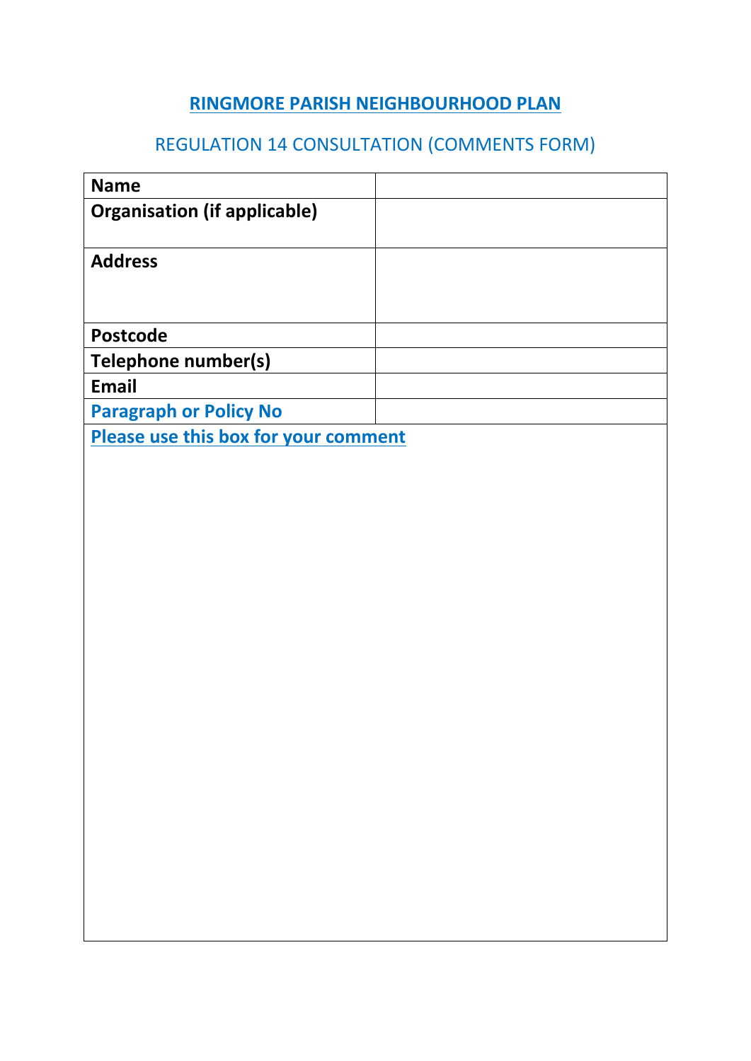# RINGMORE PARISH NEIGHBOURHOOD PLAN

## REGULATION 14 CONSULTATION (COMMENTS FORM)

| | |
|---|---|
| **Name** | |
| **Organisation (if applicable)** | |
| **Address** | |
| **Postcode** | |
| **Telephone number(s)** | |
| **Email** | |
| **Paragraph or Policy No** | |
| **Please use this box for your comment** | |